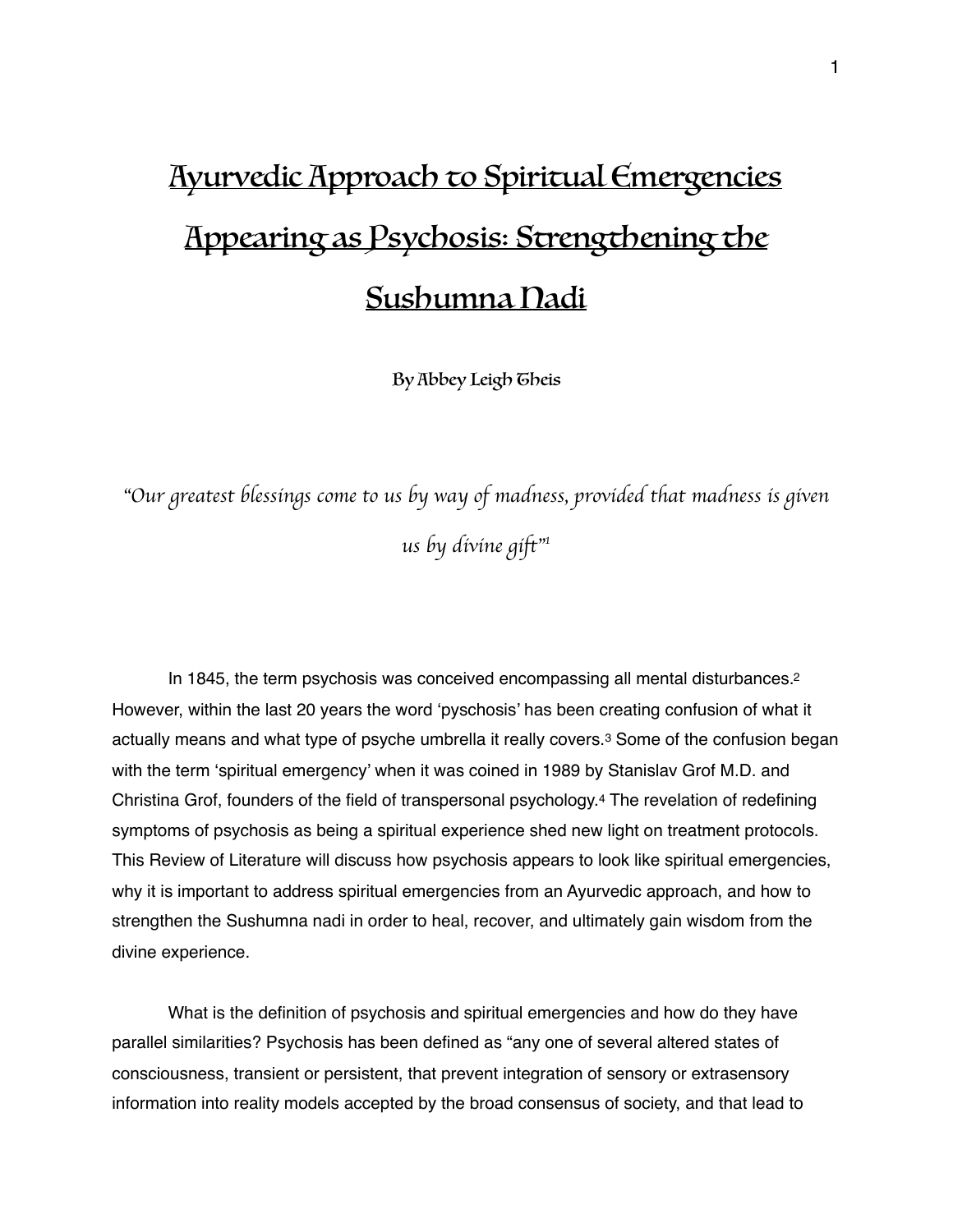# Ayurvedic Approach to Spiritual Emergencies Appearing as Psychosis: Strengthening the Sushumna Nadi

**By Abbey Leigh Theis**

*"Our greatest blessings come to us by way of madness, provided that madness is given us by divine gift"*[1]

In 1845, the term psychosis was conceived encompassing all mental disturbances.[2] However, within the last 20 years the word 'pyschosis' has been creating confusion of what it actually means and what type of psyche umbrella it really covers.[3] Some of the confusion began with the term 'spiritual emergency' when it was coined in 1989 by Stanislav Grof M.D. and Christina Grof, founders of the field of transpersonal psychology.[4] The revelation of redefining symptoms of psychosis as being a spiritual experience shed new light on treatment protocols. This Review of Literature will discuss how psychosis appears to look like spiritual emergencies, why it is important to address spiritual emergencies from an Ayurvedic approach, and how to strengthen the Sushumna nadi in order to heal, recover, and ultimately gain wisdom from the divine experience.

What is the definition of psychosis and spiritual emergencies and how do they have parallel similarities? Psychosis has been defined as "any one of several altered states of consciousness, transient or persistent, that prevent integration of sensory or extrasensory information into reality models accepted by the broad consensus of society, and that lead to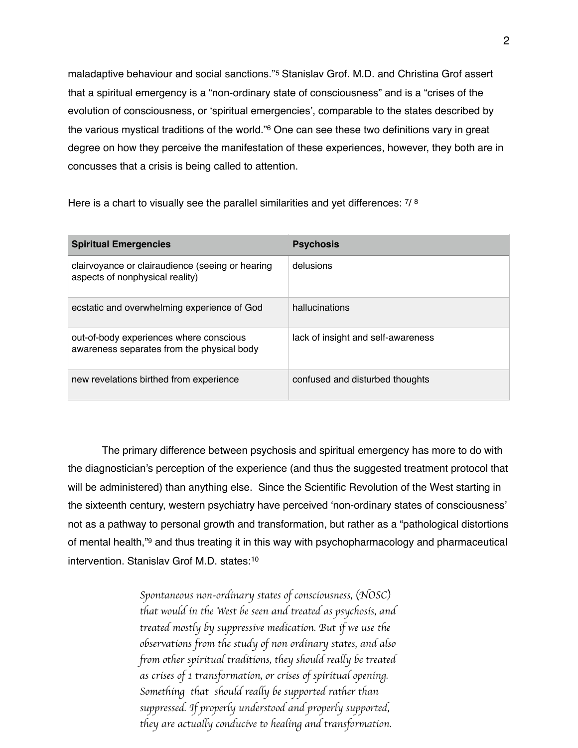maladaptive behaviour and social sanctions."[5] Stanislav Grof. M.D. and Christina Grof assert that a spiritual emergency is a "non-ordinary state of consciousness" and is a "crises of the evolution of consciousness, or 'spiritual emergencies', comparable to the states described by the various mystical traditions of the world."[6] One can see these two definitions vary in great degree on how they perceive the manifestation of these experiences, however, they both are in concusses that a crisis is being called to attention.

Here is a chart to visually see the parallel similarities and yet differences: [7]/ [8]

| Spiritual Emergencies | Psychosis |
|---|---|
| clairvoyance or clairaudience (seeing or hearing aspects of nonphysical reality) | delusions |
| ecstatic and overwhelming experience of God | hallucinations |
| out-of-body experiences where conscious awareness separates from the physical body | lack of insight and self-awareness |
| new revelations birthed from experience | confused and disturbed thoughts |

The primary difference between psychosis and spiritual emergency has more to do with the diagnostician's perception of the experience (and thus the suggested treatment protocol that will be administered) than anything else. Since the Scientific Revolution of the West starting in the sixteenth century, western psychiatry have perceived 'non-ordinary states of consciousness' not as a pathway to personal growth and transformation, but rather as a "pathological distortions of mental health,"[9] and thus treating it in this way with psychopharmacology and pharmaceutical intervention. Stanislav Grof M.D. states:[10]

> *Spontaneous non-ordinary states of consciousness, (NOSC) that would in the West be seen and treated as psychosis, and treated mostly by suppressive medication. But if we use the observations from the study of non ordinary states, and also from other spiritual traditions, they should really be treated as crises of 1 transformation, or crises of spiritual opening. Something that should really be supported rather than suppressed. If properly understood and properly supported, they are actually conducive to healing and transformation.*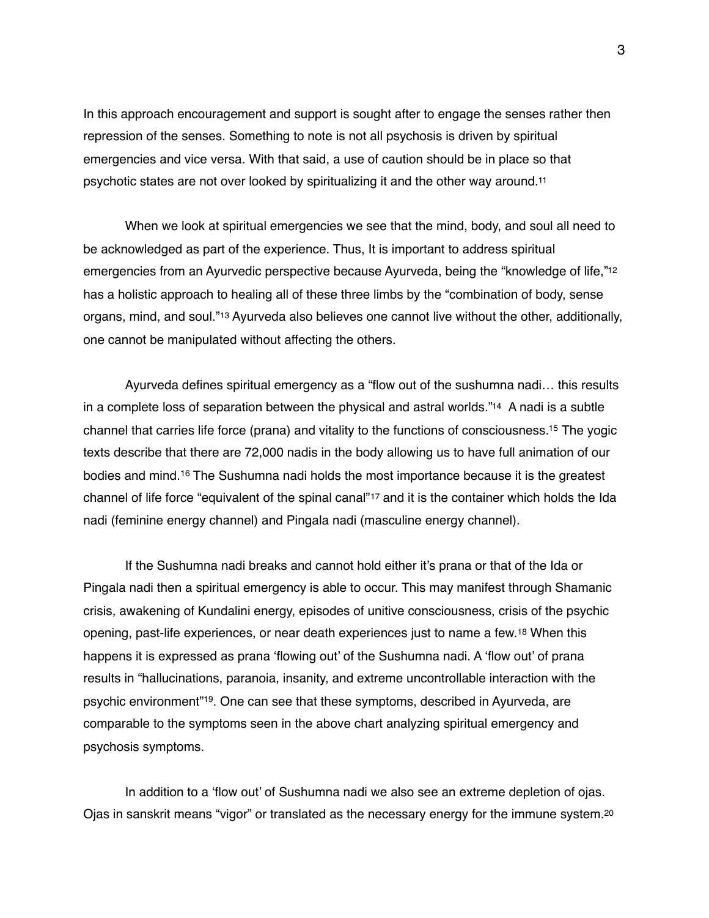In this approach encouragement and support is sought after to engage the senses rather then repression of the senses. Something to note is not all psychosis is driven by spiritual emergencies and vice versa. With that said, a use of caution should be in place so that psychotic states are not over looked by spiritualizing it and the other way around.[11]

When we look at spiritual emergencies we see that the mind, body, and soul all need to be acknowledged as part of the experience. Thus, It is important to address spiritual emergencies from an Ayurvedic perspective because Ayurveda, being the "knowledge of life,"[12] has a holistic approach to healing all of these three limbs by the "combination of body, sense organs, mind, and soul."[13] Ayurveda also believes one cannot live without the other, additionally, one cannot be manipulated without affecting the others.

Ayurveda defines spiritual emergency as a "flow out of the sushumna nadi… this results in a complete loss of separation between the physical and astral worlds."[14] A nadi is a subtle channel that carries life force (prana) and vitality to the functions of consciousness.[15] The yogic texts describe that there are 72,000 nadis in the body allowing us to have full animation of our bodies and mind.[16] The Sushumna nadi holds the most importance because it is the greatest channel of life force "equivalent of the spinal canal"[17] and it is the container which holds the Ida nadi (feminine energy channel) and Pingala nadi (masculine energy channel).

If the Sushumna nadi breaks and cannot hold either it's prana or that of the Ida or Pingala nadi then a spiritual emergency is able to occur. This may manifest through Shamanic crisis, awakening of Kundalini energy, episodes of unitive consciousness, crisis of the psychic opening, past-life experiences, or near death experiences just to name a few.[18] When this happens it is expressed as prana 'flowing out' of the Sushumna nadi. A 'flow out' of prana results in "hallucinations, paranoia, insanity, and extreme uncontrollable interaction with the psychic environment"[19]. One can see that these symptoms, described in Ayurveda, are comparable to the symptoms seen in the above chart analyzing spiritual emergency and psychosis symptoms.

In addition to a 'flow out' of Sushumna nadi we also see an extreme depletion of ojas. Ojas in sanskrit means "vigor" or translated as the necessary energy for the immune system.[20]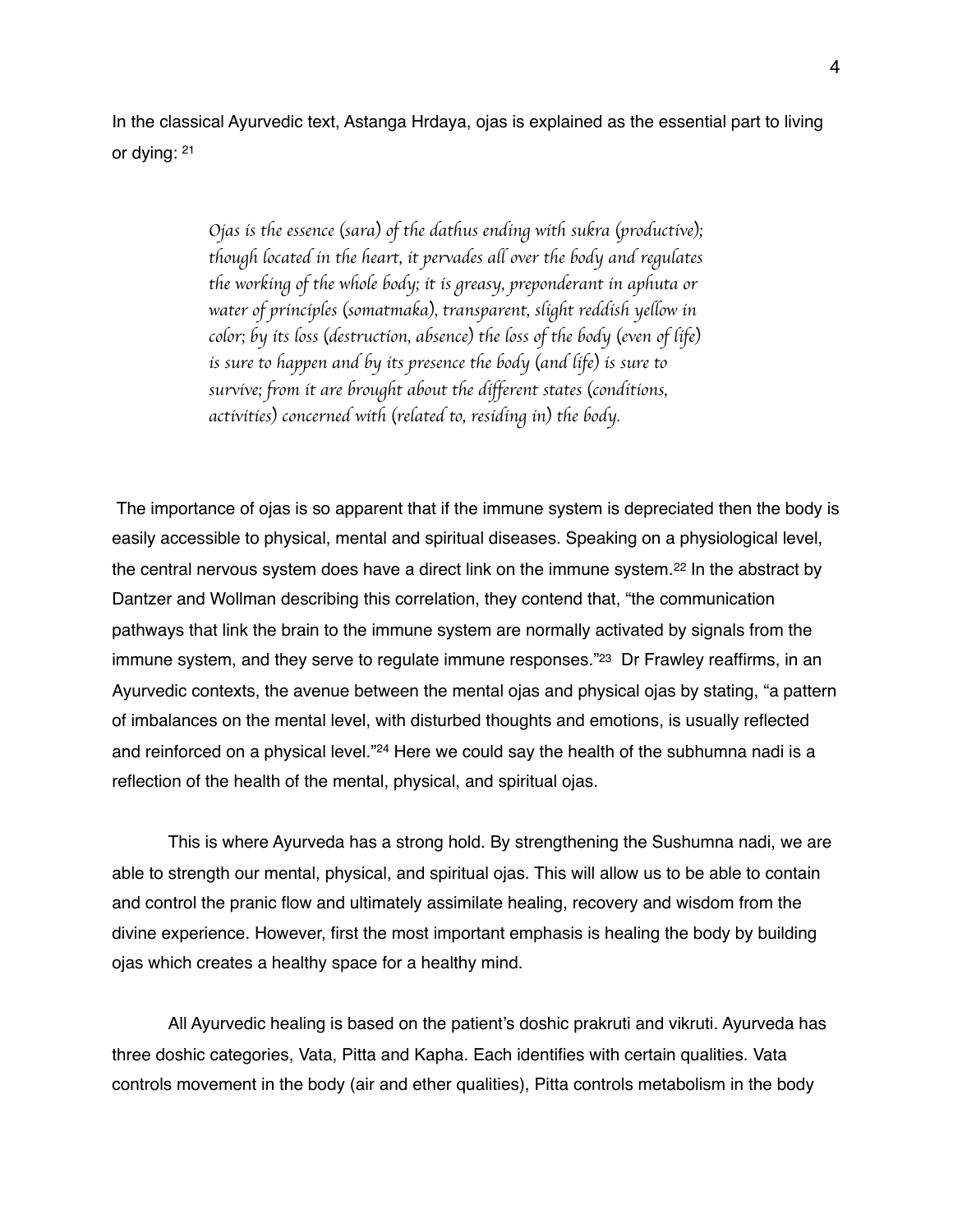In the classical Ayurvedic text, Astanga Hrdaya, ojas is explained as the essential part to living or dying: [21]

> *Ojas is the essence (sara) of the dathus ending with sukra (productive); though located in the heart, it pervades all over the body and regulates the working of the whole body; it is greasy, preponderant in aphuta or water of principles (somatmaka), transparent, slight reddish yellow in color; by its loss (destruction, absence) the loss of the body (even of life) is sure to happen and by its presence the body (and life) is sure to survive; from it are brought about the different states (conditions, activities) concerned with (related to, residing in) the body.*

The importance of ojas is so apparent that if the immune system is depreciated then the body is easily accessible to physical, mental and spiritual diseases. Speaking on a physiological level, the central nervous system does have a direct link on the immune system.[22] In the abstract by Dantzer and Wollman describing this correlation, they contend that, "the communication pathways that link the brain to the immune system are normally activated by signals from the immune system, and they serve to regulate immune responses."[23] Dr Frawley reaffirms, in an Ayurvedic contexts, the avenue between the mental ojas and physical ojas by stating, "a pattern of imbalances on the mental level, with disturbed thoughts and emotions, is usually reflected and reinforced on a physical level."[24] Here we could say the health of the subhumna nadi is a reflection of the health of the mental, physical, and spiritual ojas.

This is where Ayurveda has a strong hold. By strengthening the Sushumna nadi, we are able to strength our mental, physical, and spiritual ojas. This will allow us to be able to contain and control the pranic flow and ultimately assimilate healing, recovery and wisdom from the divine experience. However, first the most important emphasis is healing the body by building ojas which creates a healthy space for a healthy mind.

All Ayurvedic healing is based on the patient's doshic prakruti and vikruti. Ayurveda has three doshic categories, Vata, Pitta and Kapha. Each identifies with certain qualities. Vata controls movement in the body (air and ether qualities), Pitta controls metabolism in the body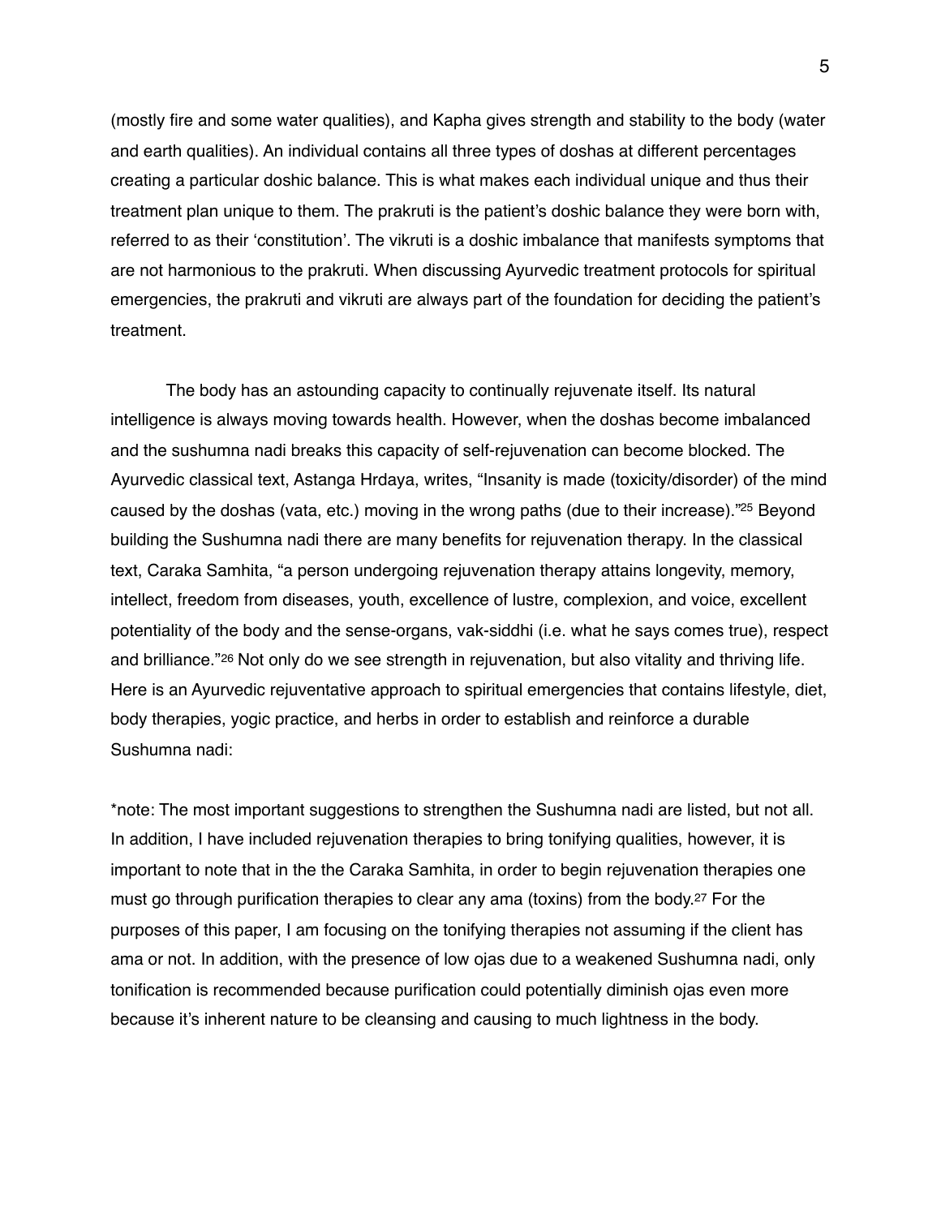(mostly fire and some water qualities), and Kapha gives strength and stability to the body (water and earth qualities). An individual contains all three types of doshas at different percentages creating a particular doshic balance. This is what makes each individual unique and thus their treatment plan unique to them. The prakruti is the patient's doshic balance they were born with, referred to as their 'constitution'. The vikruti is a doshic imbalance that manifests symptoms that are not harmonious to the prakruti. When discussing Ayurvedic treatment protocols for spiritual emergencies, the prakruti and vikruti are always part of the foundation for deciding the patient's treatment.

The body has an astounding capacity to continually rejuvenate itself. Its natural intelligence is always moving towards health. However, when the doshas become imbalanced and the sushumna nadi breaks this capacity of self-rejuvenation can become blocked. The Ayurvedic classical text, Astanga Hrdaya, writes, "Insanity is made (toxicity/disorder) of the mind caused by the doshas (vata, etc.) moving in the wrong paths (due to their increase)."[25] Beyond building the Sushumna nadi there are many benefits for rejuvenation therapy. In the classical text, Caraka Samhita, "a person undergoing rejuvenation therapy attains longevity, memory, intellect, freedom from diseases, youth, excellence of lustre, complexion, and voice, excellent potentiality of the body and the sense-organs, vak-siddhi (i.e. what he says comes true), respect and brilliance."[26] Not only do we see strength in rejuvenation, but also vitality and thriving life. Here is an Ayurvedic rejuventative approach to spiritual emergencies that contains lifestyle, diet, body therapies, yogic practice, and herbs in order to establish and reinforce a durable Sushumna nadi:

*note: The most important suggestions to strengthen the Sushumna nadi are listed, but not all. In addition, I have included rejuvenation therapies to bring tonifying qualities, however, it is important to note that in the the Caraka Samhita, in order to begin rejuvenation therapies one must go through purification therapies to clear any ama (toxins) from the body.[27] For the purposes of this paper, I am focusing on the tonifying therapies not assuming if the client has ama or not. In addition, with the presence of low ojas due to a weakened Sushumna nadi, only tonification is recommended because purification could potentially diminish ojas even more because it's inherent nature to be cleansing and causing to much lightness in the body.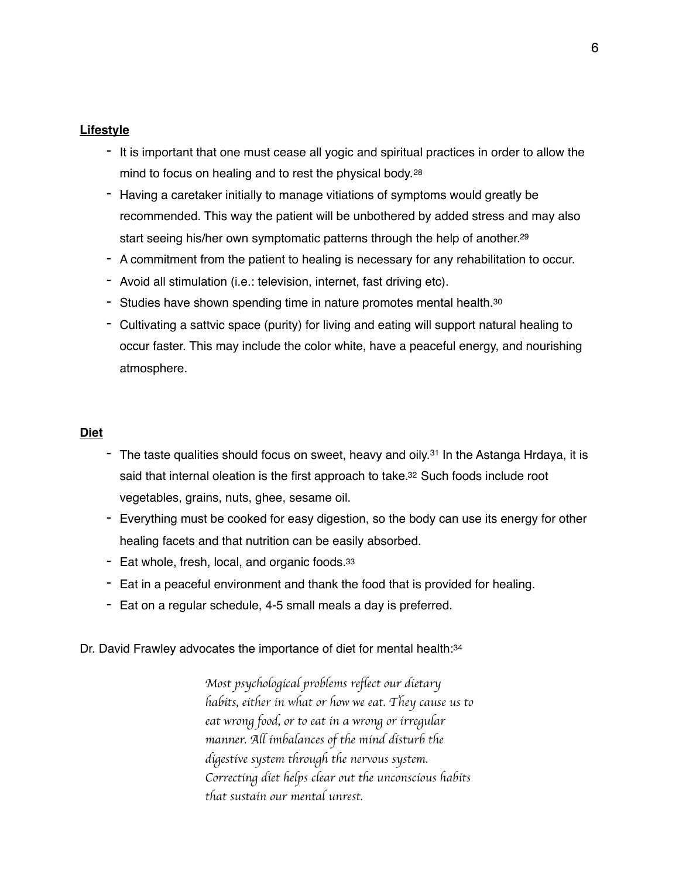**Lifestyle**

- It is important that one must cease all yogic and spiritual practices in order to allow the mind to focus on healing and to rest the physical body.[28]
- Having a caretaker initially to manage vitiations of symptoms would greatly be recommended. This way the patient will be unbothered by added stress and may also start seeing his/her own symptomatic patterns through the help of another.[29]
- A commitment from the patient to healing is necessary for any rehabilitation to occur.
- Avoid all stimulation (i.e.: television, internet, fast driving etc).
- Studies have shown spending time in nature promotes mental health.[30]
- Cultivating a sattvic space (purity) for living and eating will support natural healing to occur faster. This may include the color white, have a peaceful energy, and nourishing atmosphere.

**Diet**

- The taste qualities should focus on sweet, heavy and oily.[31] In the Astanga Hrdaya, it is said that internal oleation is the first approach to take.[32] Such foods include root vegetables, grains, nuts, ghee, sesame oil.
- Everything must be cooked for easy digestion, so the body can use its energy for other healing facets and that nutrition can be easily absorbed.
- Eat whole, fresh, local, and organic foods.[33]
- Eat in a peaceful environment and thank the food that is provided for healing.
- Eat on a regular schedule, 4-5 small meals a day is preferred.

Dr. David Frawley advocates the importance of diet for mental health:[34]

> *Most psychological problems reflect our dietary habits, either in what or how we eat. They cause us to eat wrong food, or to eat in a wrong or irregular manner. All imbalances of the mind disturb the digestive system through the nervous system. Correcting diet helps clear out the unconscious habits that sustain our mental unrest.*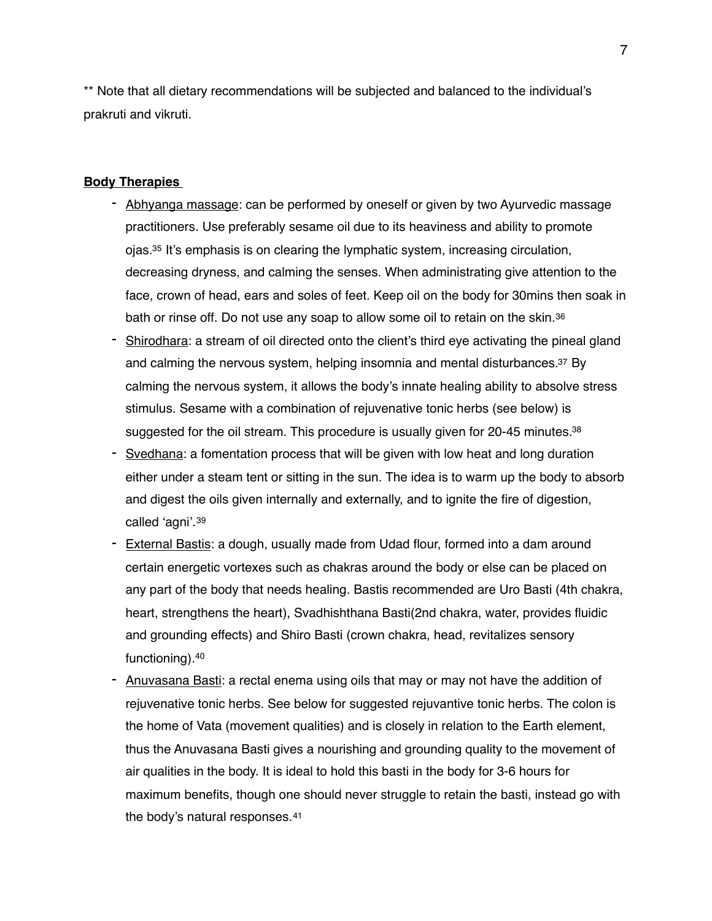** Note that all dietary recommendations will be subjected and balanced to the individual's prakruti and vikruti.

**Body Therapies**

- Abhyanga massage: can be performed by oneself or given by two Ayurvedic massage practitioners. Use preferably sesame oil due to its heaviness and ability to promote ojas.[35] It's emphasis is on clearing the lymphatic system, increasing circulation, decreasing dryness, and calming the senses. When administrating give attention to the face, crown of head, ears and soles of feet. Keep oil on the body for 30mins then soak in bath or rinse off. Do not use any soap to allow some oil to retain on the skin.[36]
- Shirodhara: a stream of oil directed onto the client's third eye activating the pineal gland and calming the nervous system, helping insomnia and mental disturbances.[37] By calming the nervous system, it allows the body's innate healing ability to absolve stress stimulus. Sesame with a combination of rejuvenative tonic herbs (see below) is suggested for the oil stream. This procedure is usually given for 20-45 minutes.[38]
- Svedhana: a fomentation process that will be given with low heat and long duration either under a steam tent or sitting in the sun. The idea is to warm up the body to absorb and digest the oils given internally and externally, and to ignite the fire of digestion, called 'agni'.[39]
- External Bastis: a dough, usually made from Udad flour, formed into a dam around certain energetic vortexes such as chakras around the body or else can be placed on any part of the body that needs healing. Bastis recommended are Uro Basti (4th chakra, heart, strengthens the heart), Svadhishthana Basti(2nd chakra, water, provides fluidic and grounding effects) and Shiro Basti (crown chakra, head, revitalizes sensory functioning).[40]
- Anuvasana Basti: a rectal enema using oils that may or may not have the addition of rejuvenative tonic herbs. See below for suggested rejuvantive tonic herbs. The colon is the home of Vata (movement qualities) and is closely in relation to the Earth element, thus the Anuvasana Basti gives a nourishing and grounding quality to the movement of air qualities in the body. It is ideal to hold this basti in the body for 3-6 hours for maximum benefits, though one should never struggle to retain the basti, instead go with the body's natural responses.[41]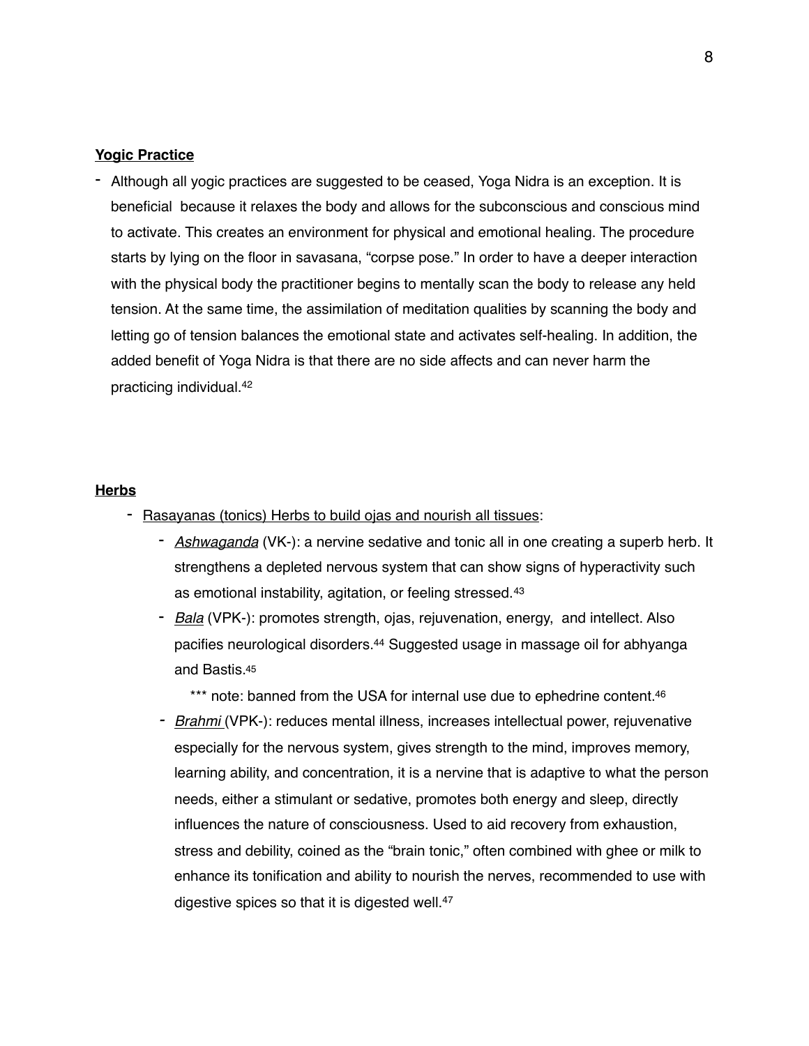**Yogic Practice**

- Although all yogic practices are suggested to be ceased, Yoga Nidra is an exception. It is beneficial because it relaxes the body and allows for the subconscious and conscious mind to activate. This creates an environment for physical and emotional healing. The procedure starts by lying on the floor in savasana, "corpse pose." In order to have a deeper interaction with the physical body the practitioner begins to mentally scan the body to release any held tension. At the same time, the assimilation of meditation qualities by scanning the body and letting go of tension balances the emotional state and activates self-healing. In addition, the added benefit of Yoga Nidra is that there are no side affects and can never harm the practicing individual.[42]

**Herbs**

- Rasayanas (tonics) Herbs to build ojas and nourish all tissues:
    - *Ashwaganda* (VK-): a nervine sedative and tonic all in one creating a superb herb. It strengthens a depleted nervous system that can show signs of hyperactivity such as emotional instability, agitation, or feeling stressed.[43]
    - *Bala* (VPK-): promotes strength, ojas, rejuvenation, energy, and intellect. Also pacifies neurological disorders.[44] Suggested usage in massage oil for abhyanga and Bastis.[45]

      *** note: banned from the USA for internal use due to ephedrine content.[46]
    - *Brahmi* (VPK-): reduces mental illness, increases intellectual power, rejuvenative especially for the nervous system, gives strength to the mind, improves memory, learning ability, and concentration, it is a nervine that is adaptive to what the person needs, either a stimulant or sedative, promotes both energy and sleep, directly influences the nature of consciousness. Used to aid recovery from exhaustion, stress and debility, coined as the "brain tonic," often combined with ghee or milk to enhance its tonification and ability to nourish the nerves, recommended to use with digestive spices so that it is digested well.[47]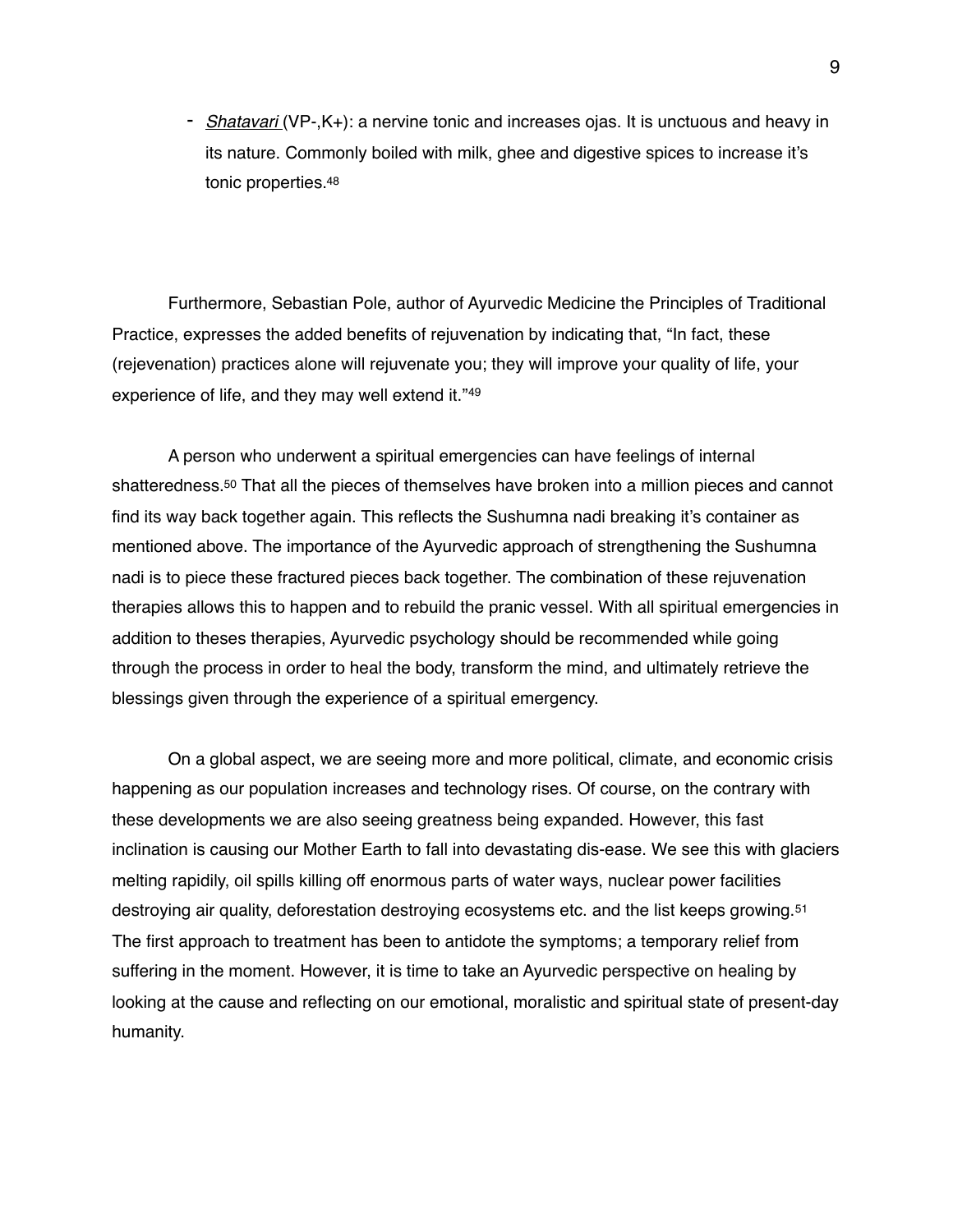- *Shatavari* (VP-,K+): a nervine tonic and increases ojas. It is unctuous and heavy in its nature. Commonly boiled with milk, ghee and digestive spices to increase it's tonic properties.[48]

Furthermore, Sebastian Pole, author of Ayurvedic Medicine the Principles of Traditional Practice, expresses the added benefits of rejuvenation by indicating that, "In fact, these (rejevenation) practices alone will rejuvenate you; they will improve your quality of life, your experience of life, and they may well extend it."[49]

A person who underwent a spiritual emergencies can have feelings of internal shatteredness.[50] That all the pieces of themselves have broken into a million pieces and cannot find its way back together again. This reflects the Sushumna nadi breaking it's container as mentioned above. The importance of the Ayurvedic approach of strengthening the Sushumna nadi is to piece these fractured pieces back together. The combination of these rejuvenation therapies allows this to happen and to rebuild the pranic vessel. With all spiritual emergencies in addition to theses therapies, Ayurvedic psychology should be recommended while going through the process in order to heal the body, transform the mind, and ultimately retrieve the blessings given through the experience of a spiritual emergency.

On a global aspect, we are seeing more and more political, climate, and economic crisis happening as our population increases and technology rises. Of course, on the contrary with these developments we are also seeing greatness being expanded. However, this fast inclination is causing our Mother Earth to fall into devastating dis-ease. We see this with glaciers melting rapidily, oil spills killing off enormous parts of water ways, nuclear power facilities destroying air quality, deforestation destroying ecosystems etc. and the list keeps growing.[51] The first approach to treatment has been to antidote the symptoms; a temporary relief from suffering in the moment. However, it is time to take an Ayurvedic perspective on healing by looking at the cause and reflecting on our emotional, moralistic and spiritual state of present-day humanity.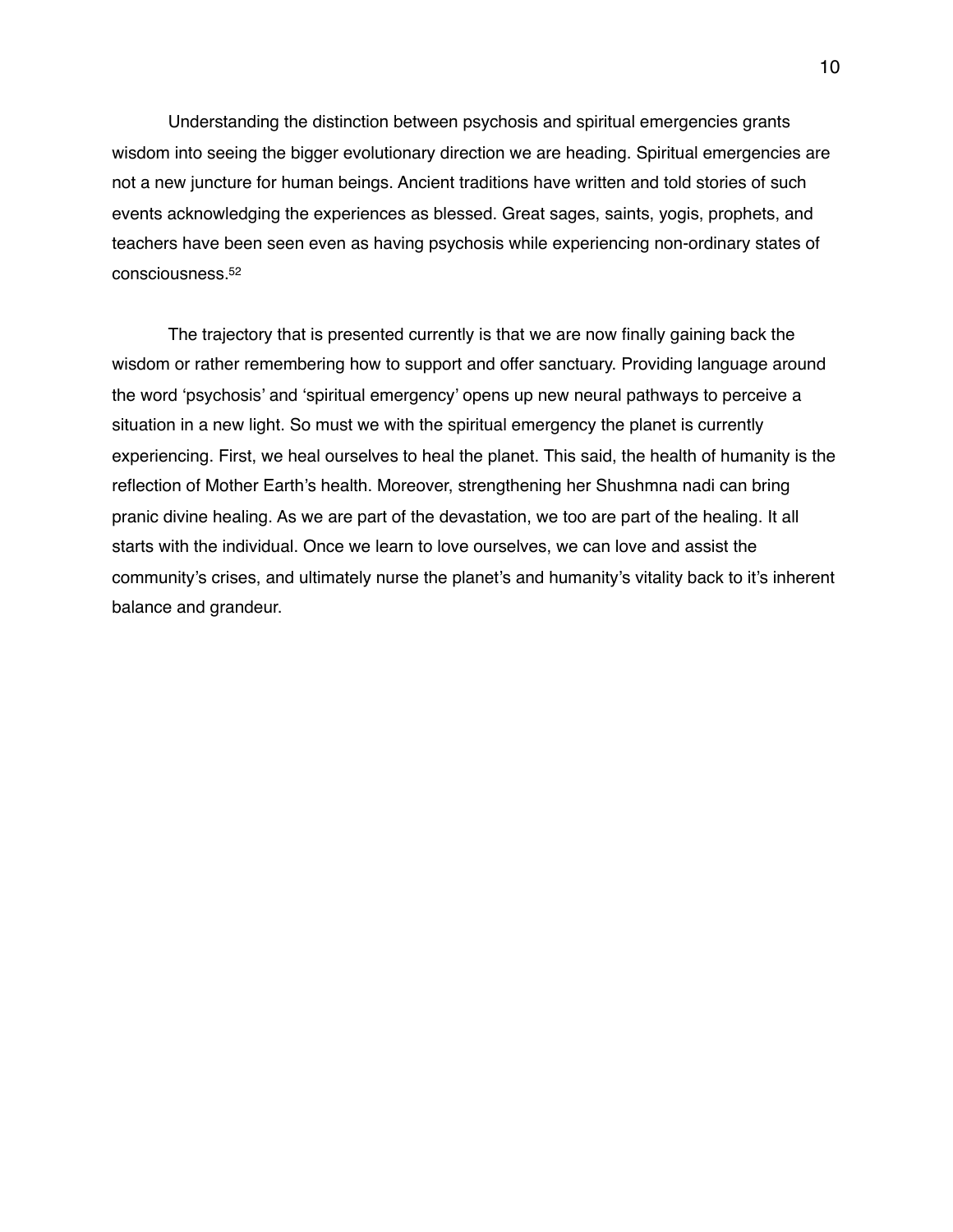Understanding the distinction between psychosis and spiritual emergencies grants wisdom into seeing the bigger evolutionary direction we are heading. Spiritual emergencies are not a new juncture for human beings. Ancient traditions have written and told stories of such events acknowledging the experiences as blessed. Great sages, saints, yogis, prophets, and teachers have been seen even as having psychosis while experiencing non-ordinary states of consciousness.[52]

The trajectory that is presented currently is that we are now finally gaining back the wisdom or rather remembering how to support and offer sanctuary. Providing language around the word 'psychosis' and 'spiritual emergency' opens up new neural pathways to perceive a situation in a new light. So must we with the spiritual emergency the planet is currently experiencing. First, we heal ourselves to heal the planet. This said, the health of humanity is the reflection of Mother Earth's health. Moreover, strengthening her Shushmna nadi can bring pranic divine healing. As we are part of the devastation, we too are part of the healing. It all starts with the individual. Once we learn to love ourselves, we can love and assist the community's crises, and ultimately nurse the planet's and humanity's vitality back to it's inherent balance and grandeur.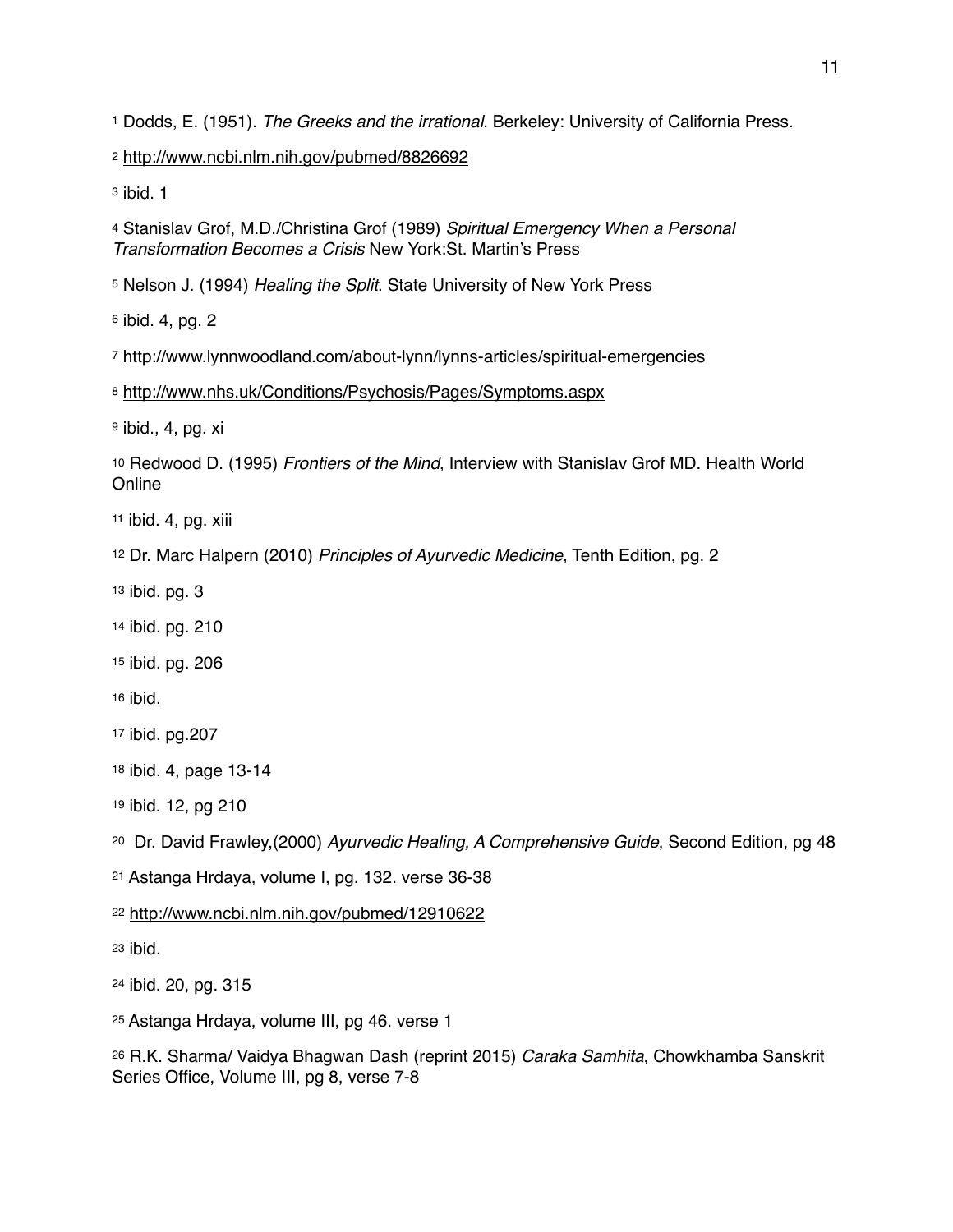[1] Dodds, E. (1951). *The Greeks and the irrational*. Berkeley: University of California Press.

[2] http://www.ncbi.nlm.nih.gov/pubmed/8826692

[3] ibid. 1

[4] Stanislav Grof, M.D./Christina Grof (1989) *Spiritual Emergency When a Personal Transformation Becomes a Crisis* New York:St. Martin's Press

[5] Nelson J. (1994) *Healing the Split*. State University of New York Press

[6] ibid. 4, pg. 2

[7] http://www.lynnwoodland.com/about-lynn/lynns-articles/spiritual-emergencies

[8] http://www.nhs.uk/Conditions/Psychosis/Pages/Symptoms.aspx

[9] ibid., 4, pg. xi

[10] Redwood D. (1995) *Frontiers of the Mind*, Interview with Stanislav Grof MD. Health World Online

[11] ibid. 4, pg. xiii

[12] Dr. Marc Halpern (2010) *Principles of Ayurvedic Medicine*, Tenth Edition, pg. 2

[13] ibid. pg. 3

[14] ibid. pg. 210

[15] ibid. pg. 206

[16] ibid.

[17] ibid. pg.207

[18] ibid. 4, page 13-14

[19] ibid. 12, pg 210

[20] Dr. David Frawley,(2000) *Ayurvedic Healing, A Comprehensive Guide*, Second Edition, pg 48

[21] Astanga Hrdaya, volume I, pg. 132. verse 36-38

[22] http://www.ncbi.nlm.nih.gov/pubmed/12910622

[23] ibid.

[24] ibid. 20, pg. 315

[25] Astanga Hrdaya, volume III, pg 46. verse 1

[26] R.K. Sharma/ Vaidya Bhagwan Dash (reprint 2015) *Caraka Samhita*, Chowkhamba Sanskrit Series Office, Volume III, pg 8, verse 7-8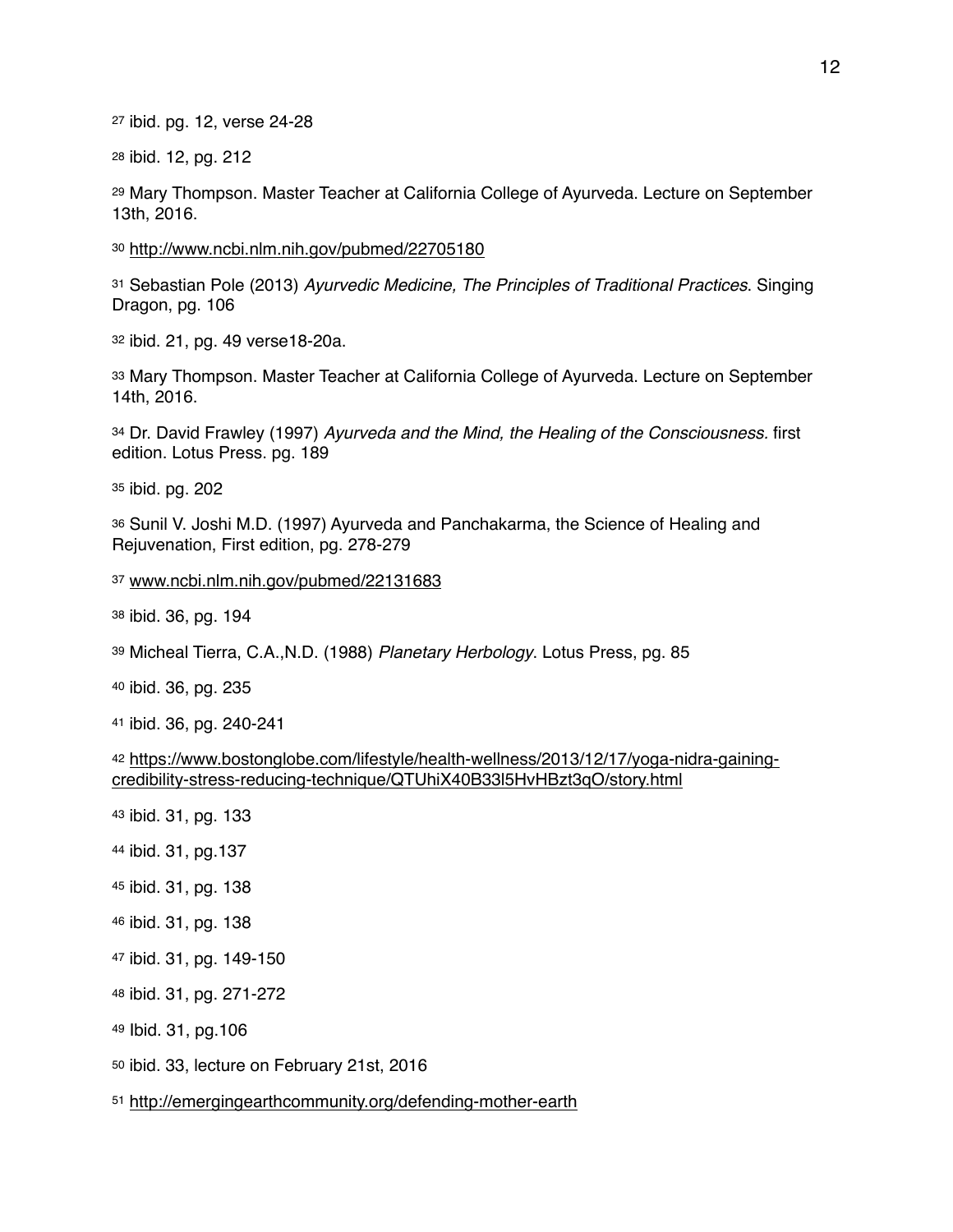27 ibid. pg. 12, verse 24-28

28 ibid. 12, pg. 212

29 Mary Thompson. Master Teacher at California College of Ayurveda. Lecture on September 13th, 2016.

30 http://www.ncbi.nlm.nih.gov/pubmed/22705180

31 Sebastian Pole (2013) *Ayurvedic Medicine, The Principles of Traditional Practices*. Singing Dragon, pg. 106

32 ibid. 21, pg. 49 verse18-20a.

33 Mary Thompson. Master Teacher at California College of Ayurveda. Lecture on September 14th, 2016.

34 Dr. David Frawley (1997) *Ayurveda and the Mind, the Healing of the Consciousness.* first edition. Lotus Press. pg. 189

35 ibid. pg. 202

36 Sunil V. Joshi M.D. (1997) Ayurveda and Panchakarma, the Science of Healing and Rejuvenation, First edition, pg. 278-279

37 www.ncbi.nlm.nih.gov/pubmed/22131683

38 ibid. 36, pg. 194

39 Micheal Tierra, C.A.,N.D. (1988) *Planetary Herbology*. Lotus Press, pg. 85

40 ibid. 36, pg. 235

41 ibid. 36, pg. 240-241

42 https://www.bostonglobe.com/lifestyle/health-wellness/2013/12/17/yoga-nidra-gaining-credibility-stress-reducing-technique/QTUhiX40B33l5HvHBzt3qO/story.html

43 ibid. 31, pg. 133

44 ibid. 31, pg.137

45 ibid. 31, pg. 138

46 ibid. 31, pg. 138

47 ibid. 31, pg. 149-150

48 ibid. 31, pg. 271-272

49 Ibid. 31, pg.106

50 ibid. 33, lecture on February 21st, 2016

51 http://emergingearthcommunity.org/defending-mother-earth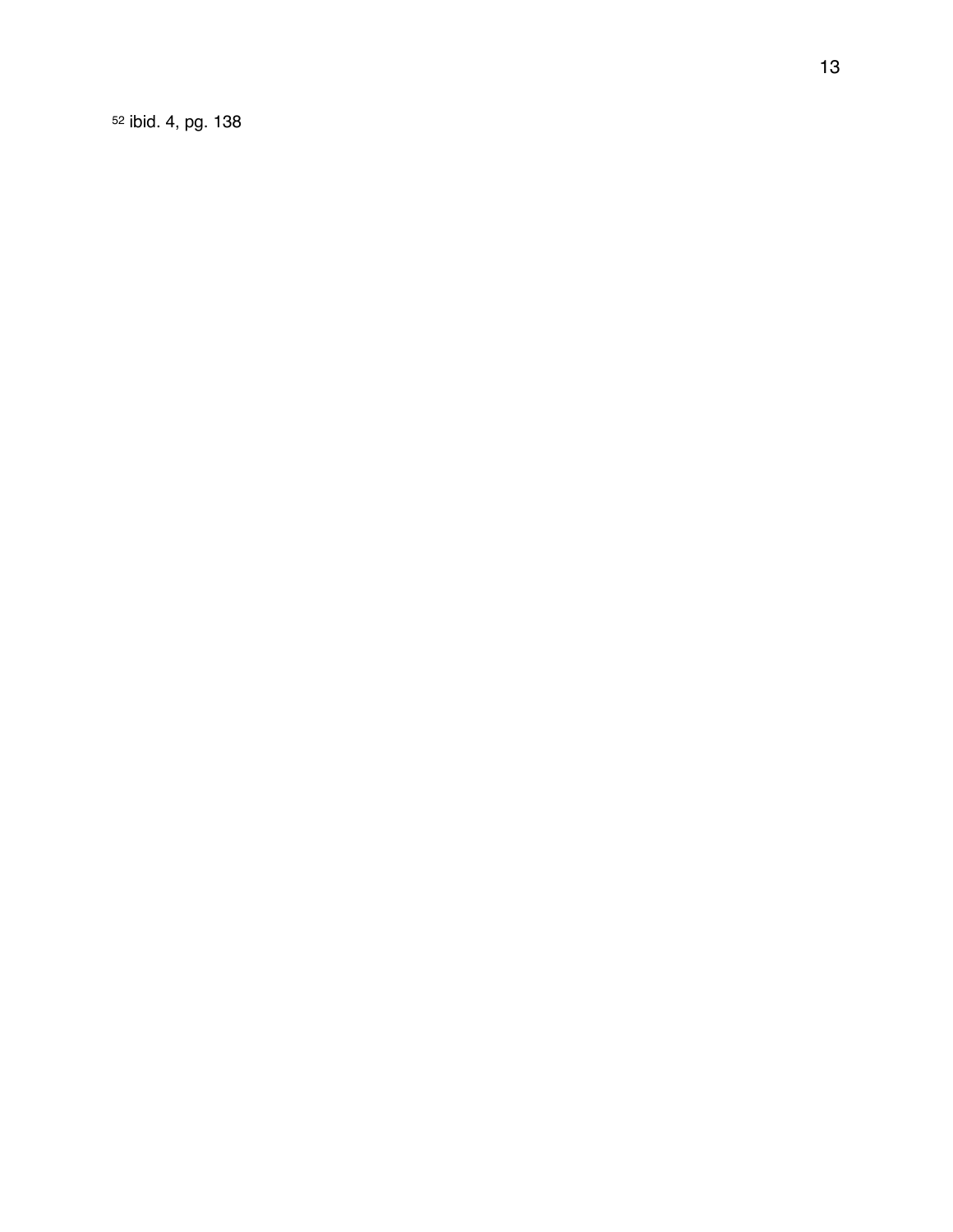[52] ibid. 4, pg. 138